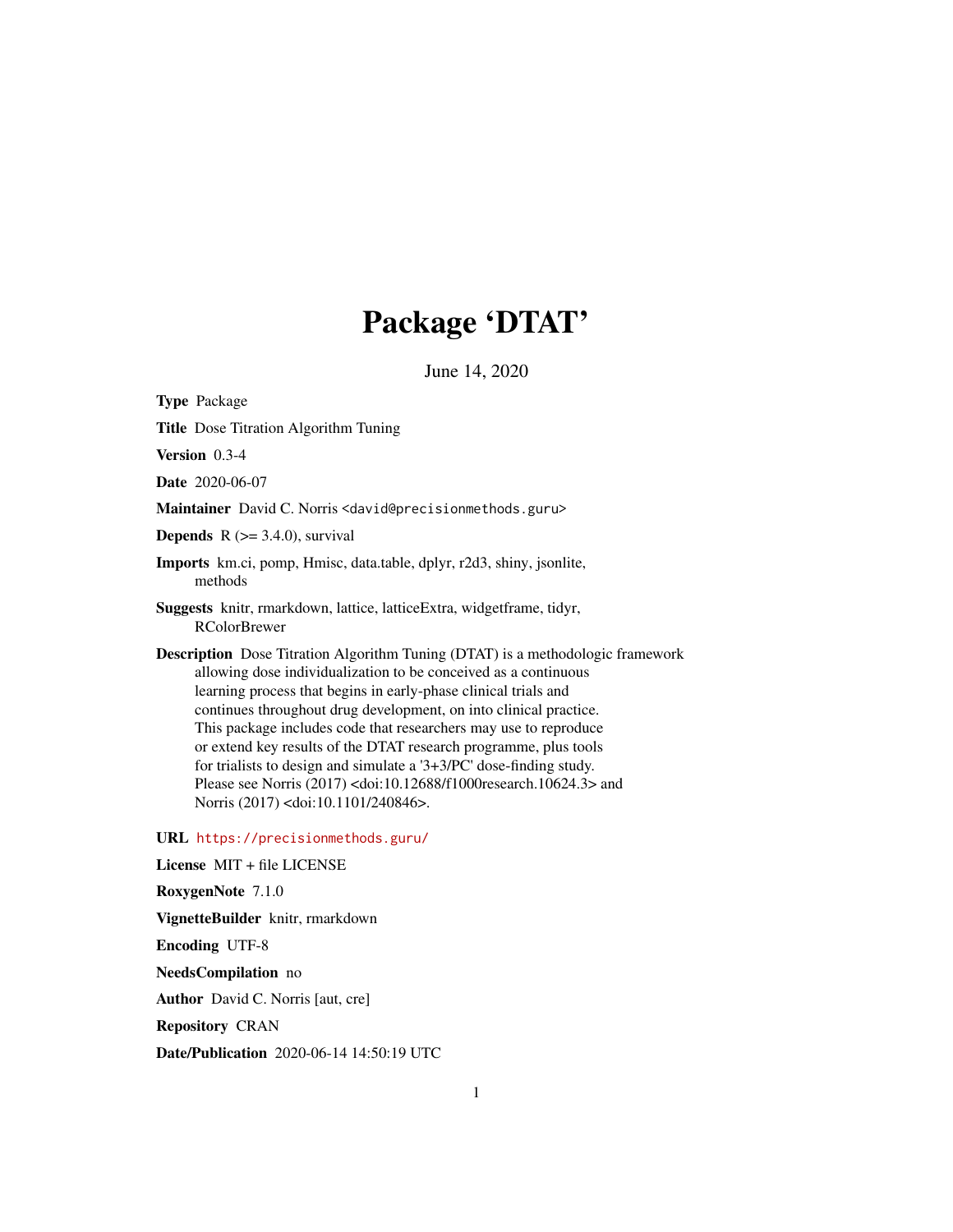# Package 'DTAT'

June 14, 2020

**Type** Package

**Title** Dose Titration Algorithm Tuning

**Version** 0.3-4

**Date** 2020-06-07

**Maintainer** David C. Norris <david@precisionmethods.guru>

**Depends** R (>= 3.4.0), survival

**Imports** km.ci, pomp, Hmisc, data.table, dplyr, r2d3, shiny, jsonlite, methods

**Suggests** knitr, rmarkdown, lattice, latticeExtra, widgetframe, tidyr, RColorBrewer

**Description** Dose Titration Algorithm Tuning (DTAT) is a methodologic framework allowing dose individualization to be conceived as a continuous learning process that begins in early-phase clinical trials and continues throughout drug development, on into clinical practice. This package includes code that researchers may use to reproduce or extend key results of the DTAT research programme, plus tools for trialists to design and simulate a '3+3/PC' dose-finding study. Please see Norris (2017) <doi:10.12688/f1000research.10624.3> and Norris (2017) <doi:10.1101/240846>.

**URL** https://precisionmethods.guru/

**License** MIT + file LICENSE

**RoxygenNote** 7.1.0

**VignetteBuilder** knitr, rmarkdown

**Encoding** UTF-8

**NeedsCompilation** no

**Author** David C. Norris [aut, cre]

**Repository** CRAN

**Date/Publication** 2020-06-14 14:50:19 UTC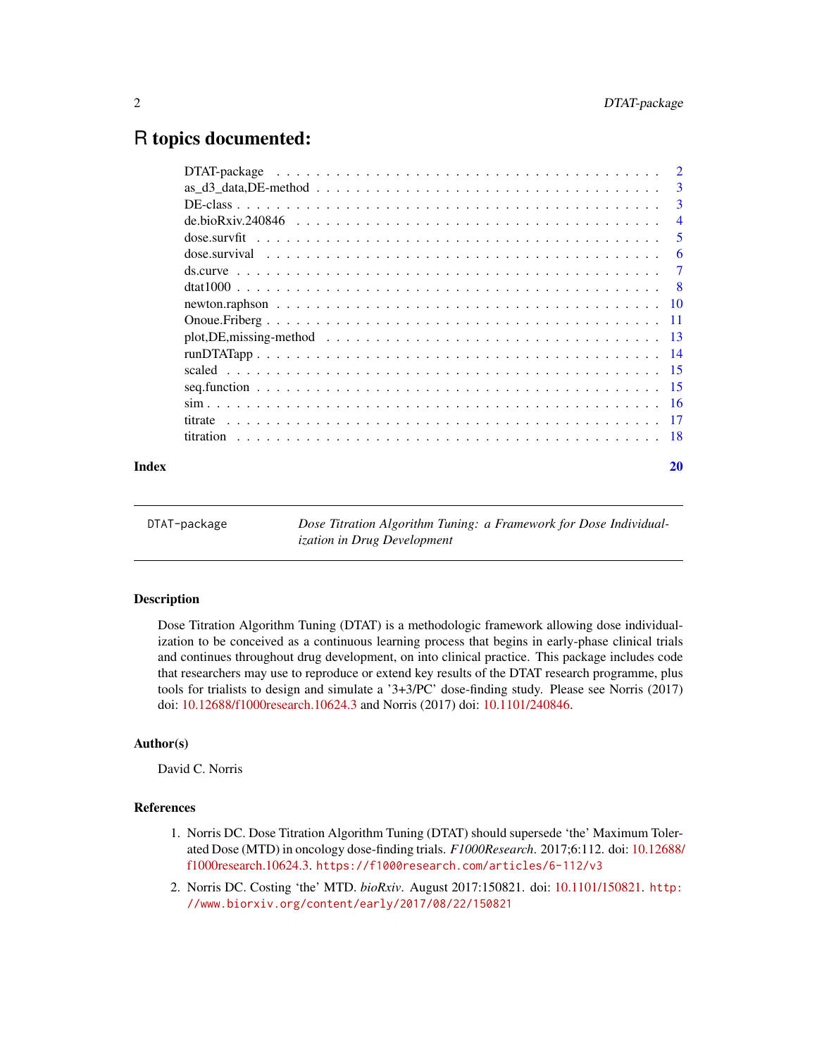# R topics documented:

| | |
|---|---|
| DTAT-package | 2 |
| as_d3_data,DE-method | 3 |
| DE-class | 3 |
| de.bioRxiv.240846 | 4 |
| dose.survfit | 5 |
| dose.survival | 6 |
| ds.curve | 7 |
| dtat1000 | 8 |
| newton.raphson | 10 |
| Onoue.Friberg | 11 |
| plot,DE,missing-method | 13 |
| runDTATapp | 14 |
| scaled | 15 |
| seq.function | 15 |
| sim | 16 |
| titrate | 17 |
| titration | 18 |
| **Index** | **20** |

---

`DTAT-package` — *Dose Titration Algorithm Tuning: a Framework for Dose Individualization in Drug Development*

---

## Description

Dose Titration Algorithm Tuning (DTAT) is a methodologic framework allowing dose individualization to be conceived as a continuous learning process that begins in early-phase clinical trials and continues throughout drug development, on into clinical practice. This package includes code that researchers may use to reproduce or extend key results of the DTAT research programme, plus tools for trialists to design and simulate a '3+3/PC' dose-finding study. Please see Norris (2017) doi: 10.12688/f1000research.10624.3 and Norris (2017) doi: 10.1101/240846.

## Author(s)

David C. Norris

## References

1. Norris DC. Dose Titration Algorithm Tuning (DTAT) should supersede 'the' Maximum Tolerated Dose (MTD) in oncology dose-finding trials. *F1000Research*. 2017;6:112. doi: 10.12688/f1000research.10624.3. `https://f1000research.com/articles/6-112/v3`
2. Norris DC. Costing 'the' MTD. *bioRxiv*. August 2017:150821. doi: 10.1101/150821. `http://www.biorxiv.org/content/early/2017/08/22/150821`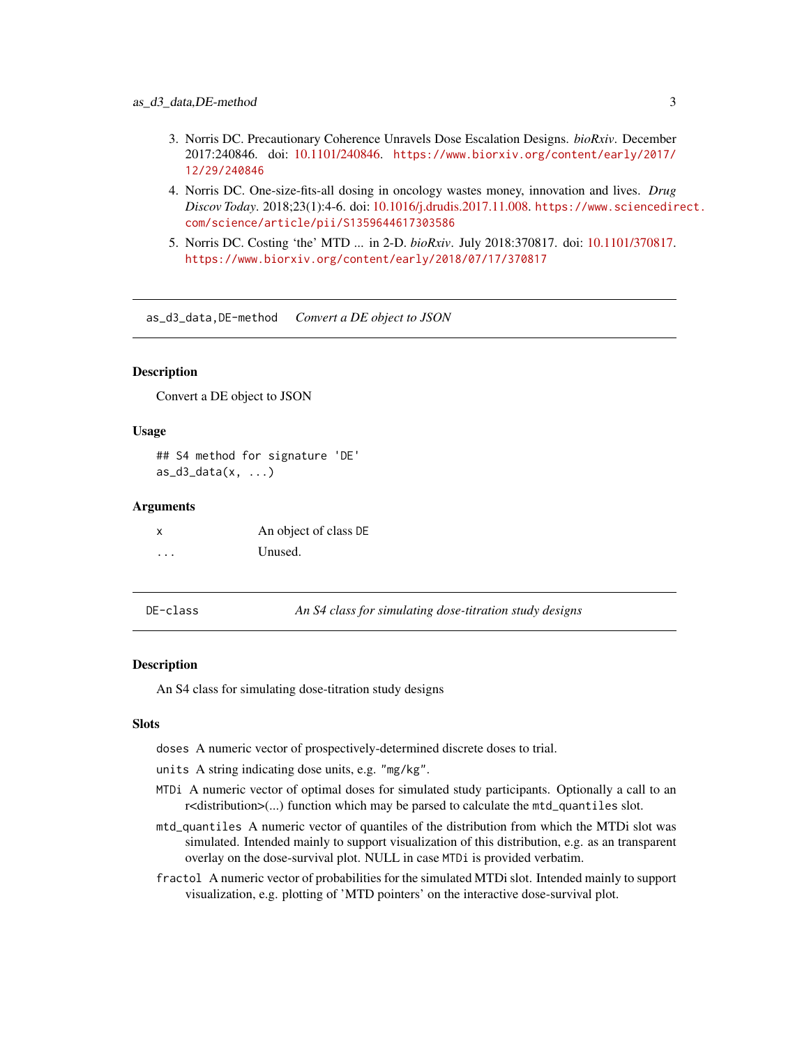3. Norris DC. Precautionary Coherence Unravels Dose Escalation Designs. *bioRxiv*. December 2017:240846. doi: 10.1101/240846. https://www.biorxiv.org/content/early/2017/12/29/240846
4. Norris DC. One-size-fits-all dosing in oncology wastes money, innovation and lives. *Drug Discov Today*. 2018;23(1):4-6. doi: 10.1016/j.drudis.2017.11.008. https://www.sciencedirect.com/science/article/pii/S1359644617303586
5. Norris DC. Costing 'the' MTD ... in 2-D. *bioRxiv*. July 2018:370817. doi: 10.1101/370817. https://www.biorxiv.org/content/early/2018/07/17/370817

---

## as_d3_data,DE-method — *Convert a DE object to JSON*

### Description

Convert a DE object to JSON

### Usage

```
## S4 method for signature 'DE'
as_d3_data(x, ...)
```

### Arguments

| | |
|---|---|
| `x` | An object of class `DE` |
| `...` | Unused. |

---

## DE-class — *An S4 class for simulating dose-titration study designs*

### Description

An S4 class for simulating dose-titration study designs

### Slots

`doses` A numeric vector of prospectively-determined discrete doses to trial.

`units` A string indicating dose units, e.g. "mg/kg".

`MTDi` A numeric vector of optimal doses for simulated study participants. Optionally a call to an r<distribution>(...) function which may be parsed to calculate the `mtd_quantiles` slot.

`mtd_quantiles` A numeric vector of quantiles of the distribution from which the MTDi slot was simulated. Intended mainly to support visualization of this distribution, e.g. as an transparent overlay on the dose-survival plot. NULL in case `MTDi` is provided verbatim.

`fractol` A numeric vector of probabilities for the simulated MTDi slot. Intended mainly to support visualization, e.g. plotting of 'MTD pointers' on the interactive dose-survival plot.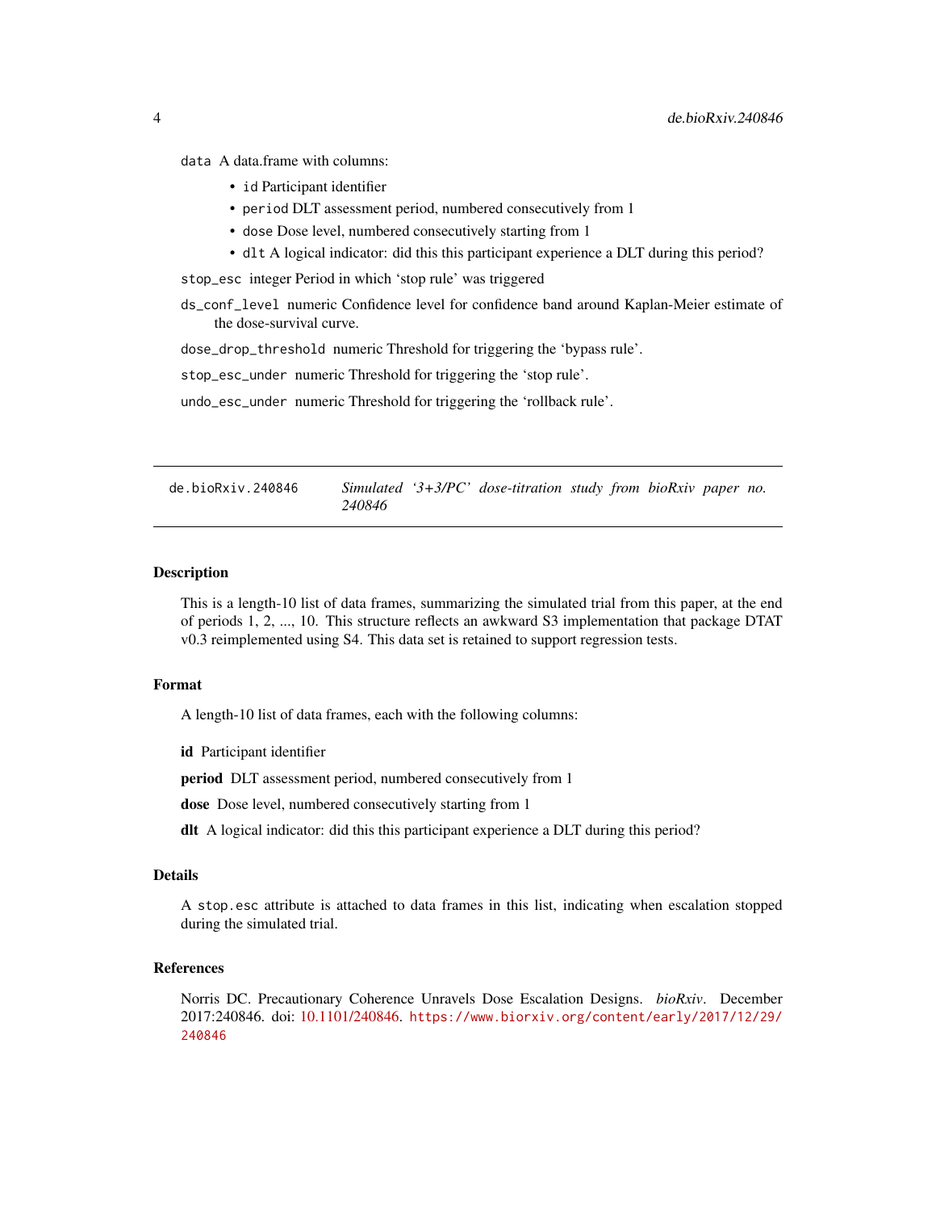`data` A data.frame with columns:

- `id` Participant identifier
- `period` DLT assessment period, numbered consecutively from 1
- `dose` Dose level, numbered consecutively starting from 1
- `dlt` A logical indicator: did this this participant experience a DLT during this period?

`stop_esc` integer Period in which 'stop rule' was triggered

`ds_conf_level` numeric Confidence level for confidence band around Kaplan-Meier estimate of the dose-survival curve.

`dose_drop_threshold` numeric Threshold for triggering the 'bypass rule'.

`stop_esc_under` numeric Threshold for triggering the 'stop rule'.

`undo_esc_under` numeric Threshold for triggering the 'rollback rule'.

---

## de.bioRxiv.240846 — *Simulated '3+3/PC' dose-titration study from bioRxiv paper no. 240846*

---

### Description

This is a length-10 list of data frames, summarizing the simulated trial from this paper, at the end of periods 1, 2, ..., 10. This structure reflects an awkward S3 implementation that package DTAT v0.3 reimplemented using S4. This data set is retained to support regression tests.

### Format

A length-10 list of data frames, each with the following columns:

**id** Participant identifier

**period** DLT assessment period, numbered consecutively from 1

**dose** Dose level, numbered consecutively starting from 1

**dlt** A logical indicator: did this this participant experience a DLT during this period?

### Details

A `stop.esc` attribute is attached to data frames in this list, indicating when escalation stopped during the simulated trial.

### References

Norris DC. Precautionary Coherence Unravels Dose Escalation Designs. *bioRxiv*. December 2017:240846. doi: 10.1101/240846. https://www.biorxiv.org/content/early/2017/12/29/240846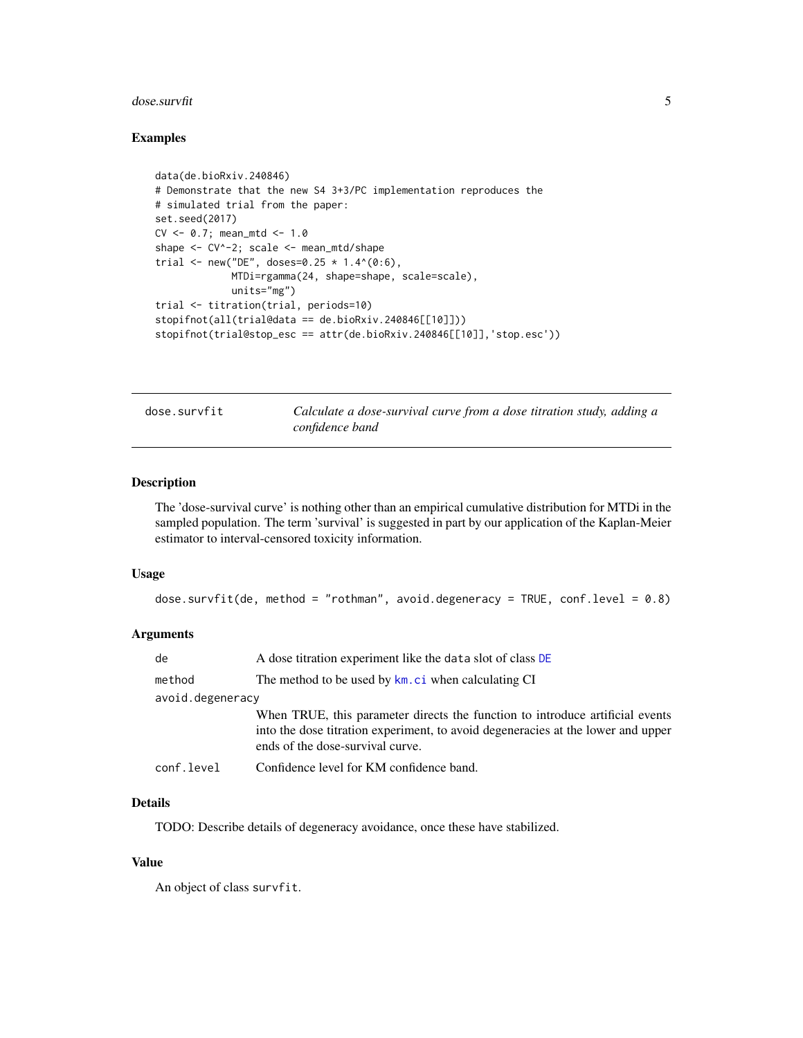## Examples

```
data(de.bioRxiv.240846)
# Demonstrate that the new S4 3+3/PC implementation reproduces the
# simulated trial from the paper:
set.seed(2017)
CV <- 0.7; mean_mtd <- 1.0
shape <- CV^-2; scale <- mean_mtd/shape
trial <- new("DE", doses=0.25 * 1.4^(0:6),
             MTDi=rgamma(24, shape=shape, scale=scale),
             units="mg")
trial <- titration(trial, periods=10)
stopifnot(all(trial@data == de.bioRxiv.240846[[10]]))
stopifnot(trial@stop_esc == attr(de.bioRxiv.240846[[10]],'stop.esc'))
```

---

# dose.survfit — *Calculate a dose-survival curve from a dose titration study, adding a confidence band*

## Description

The 'dose-survival curve' is nothing other than an empirical cumulative distribution for MTDi in the sampled population. The term 'survival' is suggested in part by our application of the Kaplan-Meier estimator to interval-censored toxicity information.

## Usage

```
dose.survfit(de, method = "rothman", avoid.degeneracy = TRUE, conf.level = 0.8)
```

## Arguments

| | |
|---|---|
| `de` | A dose titration experiment like the `data` slot of class `DE` |
| `method` | The method to be used by `km.ci` when calculating CI |
| `avoid.degeneracy` | When TRUE, this parameter directs the function to introduce artificial events into the dose titration experiment, to avoid degeneracies at the lower and upper ends of the dose-survival curve. |
| `conf.level` | Confidence level for KM confidence band. |

## Details

TODO: Describe details of degeneracy avoidance, once these have stabilized.

## Value

An object of class `survfit`.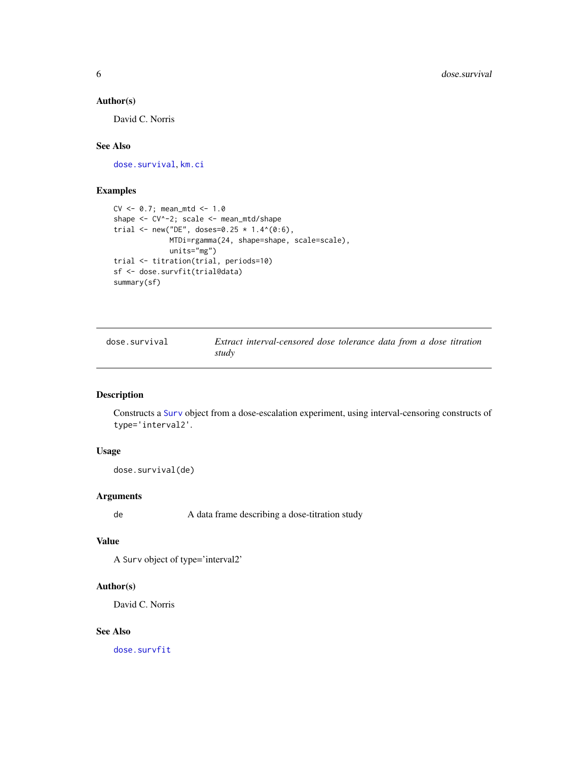### Author(s)

David C. Norris

### See Also

dose.survival, km.ci

### Examples

```
CV <- 0.7; mean_mtd <- 1.0
shape <- CV^-2; scale <- mean_mtd/shape
trial <- new("DE", doses=0.25 * 1.4^(0:6),
             MTDi=rgamma(24, shape=shape, scale=scale),
             units="mg")
trial <- titration(trial, periods=10)
sf <- dose.survfit(trial@data)
summary(sf)
```

---

## dose.survival — *Extract interval-censored dose tolerance data from a dose titration study*

---

### Description

Constructs a Surv object from a dose-escalation experiment, using interval-censoring constructs of type='interval2'.

### Usage

```
dose.survival(de)
```

### Arguments

| | |
|---|---|
| de | A data frame describing a dose-titration study |

### Value

A Surv object of type='interval2'

### Author(s)

David C. Norris

### See Also

dose.survfit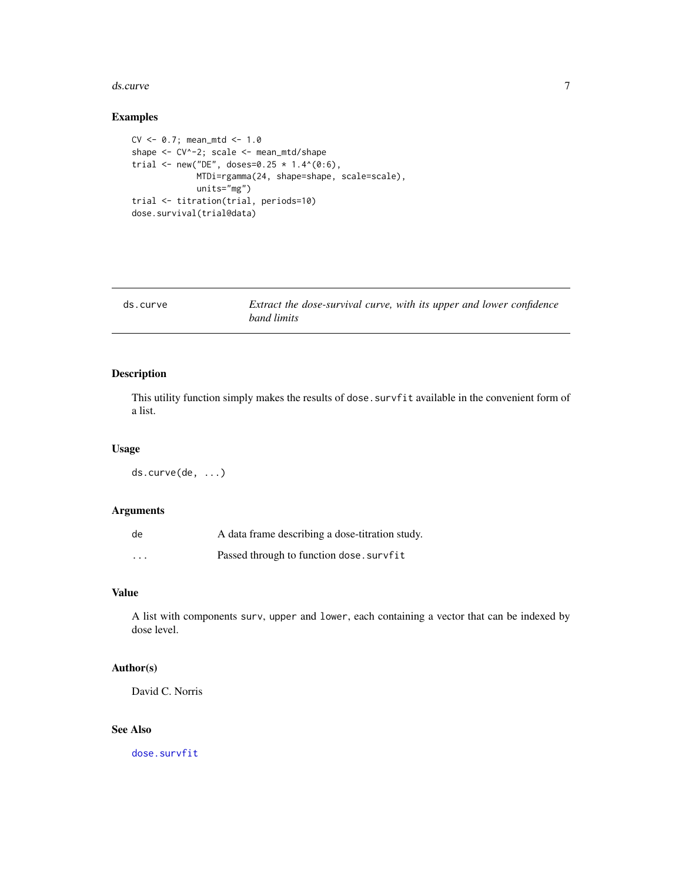## Examples

```
CV <- 0.7; mean_mtd <- 1.0
shape <- CV^-2; scale <- mean_mtd/shape
trial <- new("DE", doses=0.25 * 1.4^(0:6),
             MTDi=rgamma(24, shape=shape, scale=scale),
             units="mg")
trial <- titration(trial, periods=10)
dose.survival(trial@data)
```

---

# ds.curve — *Extract the dose-survival curve, with its upper and lower confidence band limits*

## Description

This utility function simply makes the results of `dose.survfit` available in the convenient form of a list.

## Usage

```
ds.curve(de, ...)
```

## Arguments

| | |
|---|---|
| `de` | A data frame describing a dose-titration study. |
| `...` | Passed through to function `dose.survfit` |

## Value

A list with components `surv`, `upper` and `lower`, each containing a vector that can be indexed by dose level.

## Author(s)

David C. Norris

## See Also

`dose.survfit`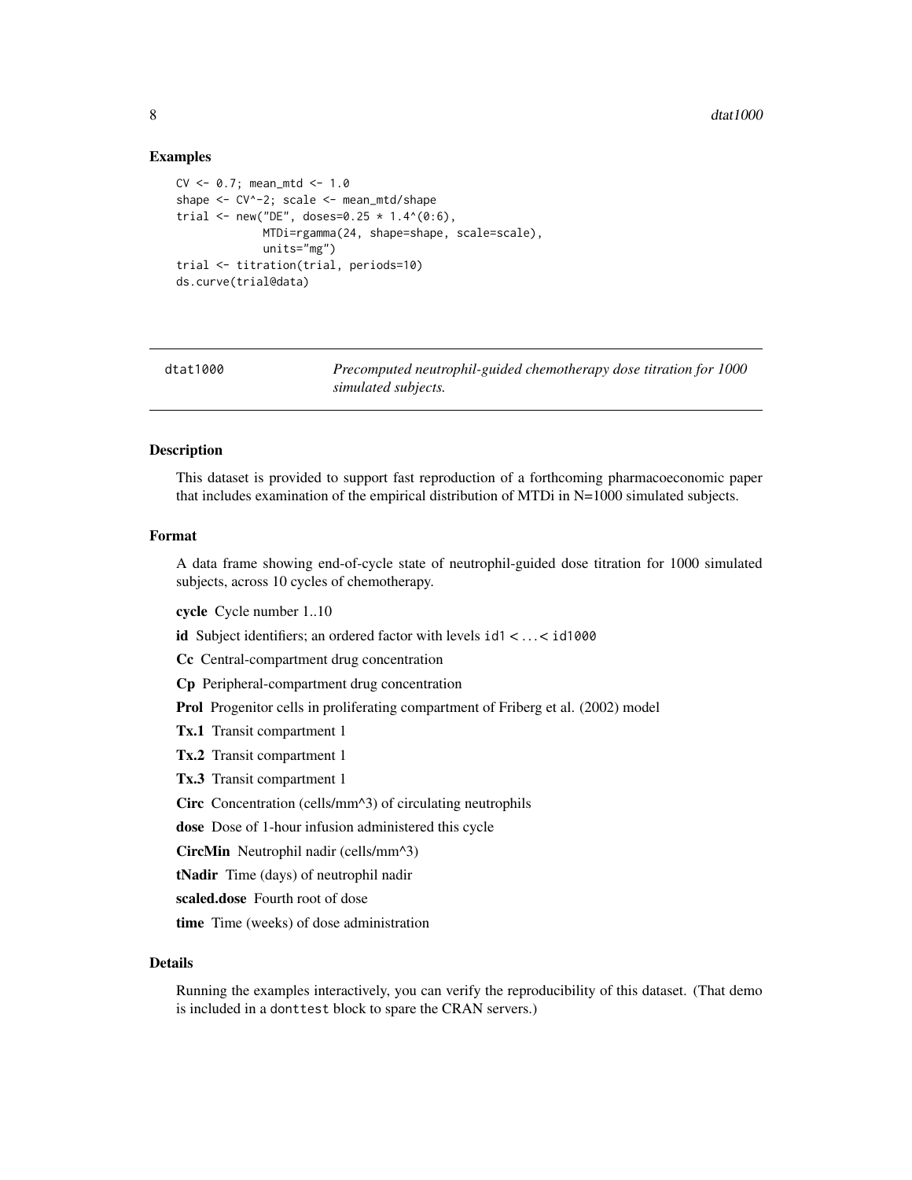## Examples

```
CV <- 0.7; mean_mtd <- 1.0
shape <- CV^-2; scale <- mean_mtd/shape
trial <- new("DE", doses=0.25 * 1.4^(0:6),
             MTDi=rgamma(24, shape=shape, scale=scale),
             units="mg")
trial <- titration(trial, periods=10)
ds.curve(trial@data)
```

---

`dtat1000` *Precomputed neutrophil-guided chemotherapy dose titration for 1000 simulated subjects.*

---

## Description

This dataset is provided to support fast reproduction of a forthcoming pharmacoeconomic paper that includes examination of the empirical distribution of MTDi in N=1000 simulated subjects.

## Format

A data frame showing end-of-cycle state of neutrophil-guided dose titration for 1000 simulated subjects, across 10 cycles of chemotherapy.

**cycle** Cycle number 1..10

**id** Subject identifiers; an ordered factor with levels `id1` < ... < `id1000`

**Cc** Central-compartment drug concentration

**Cp** Peripheral-compartment drug concentration

**Prol** Progenitor cells in proliferating compartment of Friberg et al. (2002) model

**Tx.1** Transit compartment 1

**Tx.2** Transit compartment 1

**Tx.3** Transit compartment 1

**Circ** Concentration (cells/mm^3) of circulating neutrophils

**dose** Dose of 1-hour infusion administered this cycle

**CircMin** Neutrophil nadir (cells/mm^3)

**tNadir** Time (days) of neutrophil nadir

**scaled.dose** Fourth root of dose

**time** Time (weeks) of dose administration

## Details

Running the examples interactively, you can verify the reproducibility of this dataset. (That demo is included in a `donttest` block to spare the CRAN servers.)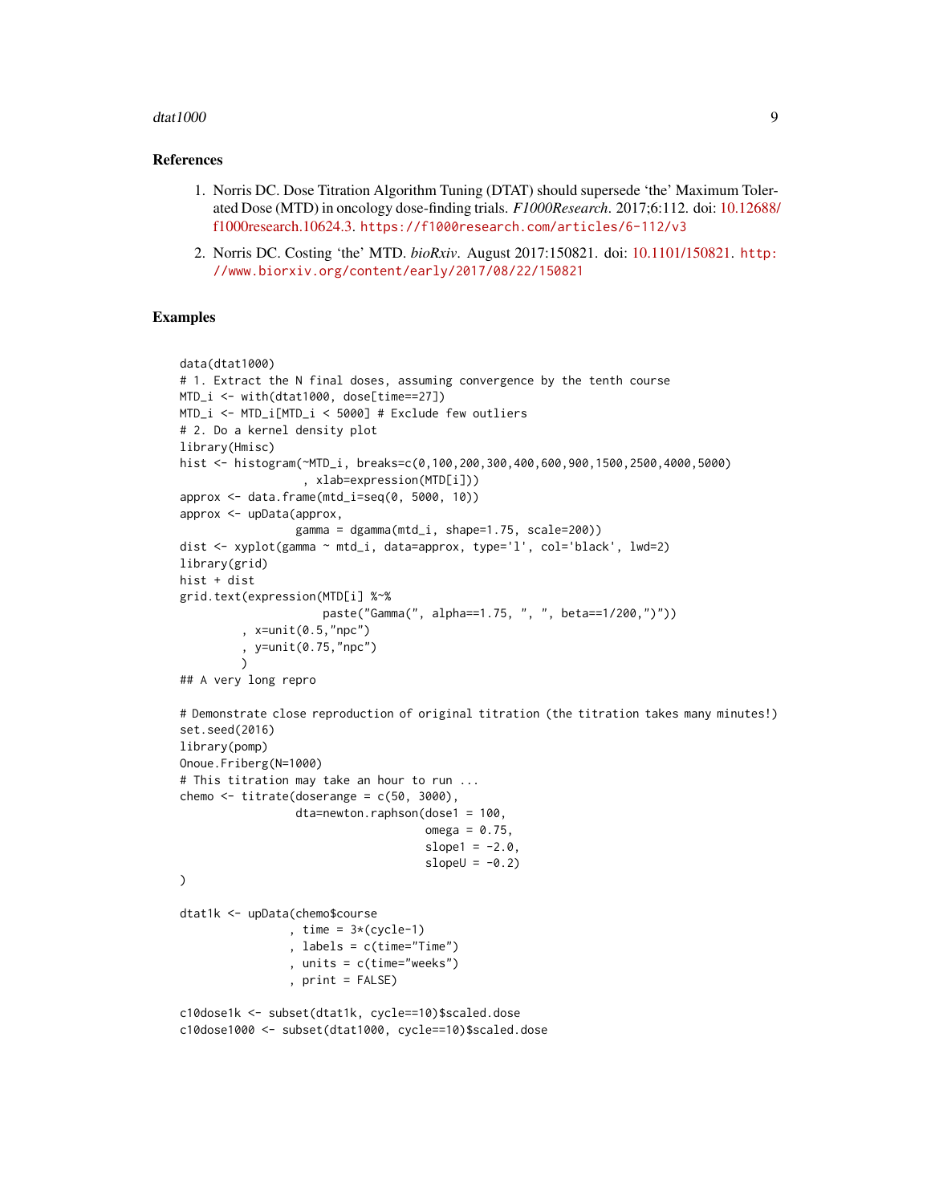## References

1. Norris DC. Dose Titration Algorithm Tuning (DTAT) should supersede 'the' Maximum Tolerated Dose (MTD) in oncology dose-finding trials. *F1000Research*. 2017;6:112. doi: 10.12688/f1000research.10624.3. https://f1000research.com/articles/6-112/v3

2. Norris DC. Costing 'the' MTD. *bioRxiv*. August 2017:150821. doi: 10.1101/150821. http://www.biorxiv.org/content/early/2017/08/22/150821

## Examples

```
data(dtat1000)
# 1. Extract the N final doses, assuming convergence by the tenth course
MTD_i <- with(dtat1000, dose[time==27])
MTD_i <- MTD_i[MTD_i < 5000] # Exclude few outliers
# 2. Do a kernel density plot
library(Hmisc)
hist <- histogram(~MTD_i, breaks=c(0,100,200,300,400,600,900,1500,2500,4000,5000)
                  , xlab=expression(MTD[i]))
approx <- data.frame(mtd_i=seq(0, 5000, 10))
approx <- upData(approx,
                 gamma = dgamma(mtd_i, shape=1.75, scale=200))
dist <- xyplot(gamma ~ mtd_i, data=approx, type='l', col='black', lwd=2)
library(grid)
hist + dist
grid.text(expression(MTD[i] %~%
                     paste("Gamma(", alpha==1.75, ", ", beta==1/200,")"))
         , x=unit(0.5,"npc")
         , y=unit(0.75,"npc")
         )
## A very long repro

# Demonstrate close reproduction of original titration (the titration takes many minutes!)
set.seed(2016)
library(pomp)
Onoue.Friberg(N=1000)
# This titration may take an hour to run ...
chemo <- titrate(doserange = c(50, 3000),
                 dta=newton.raphson(dose1 = 100,
                                    omega = 0.75,
                                    slope1 = -2.0,
                                    slopeU = -0.2)
)

dtat1k <- upData(chemo$course
                , time = 3*(cycle-1)
                , labels = c(time="Time")
                , units = c(time="weeks")
                , print = FALSE)

c10dose1k <- subset(dtat1k, cycle==10)$scaled.dose
c10dose1000 <- subset(dtat1000, cycle==10)$scaled.dose
```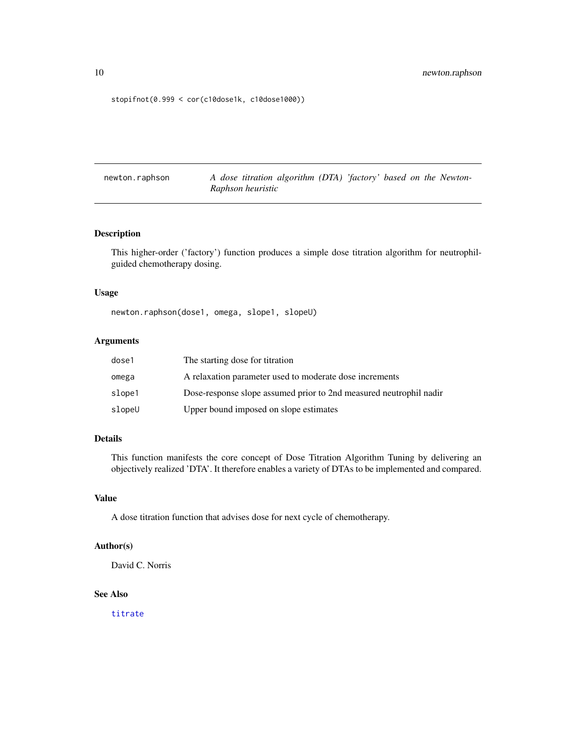```
stopifnot(0.999 < cor(c10dose1k, c10dose1000))
```

## newton.raphson — *A dose titration algorithm (DTA) 'factory' based on the Newton-Raphson heuristic*

### Description

This higher-order ('factory') function produces a simple dose titration algorithm for neutrophil-guided chemotherapy dosing.

### Usage

```
newton.raphson(dose1, omega, slope1, slopeU)
```

### Arguments

| | |
|---|---|
| dose1 | The starting dose for titration |
| omega | A relaxation parameter used to moderate dose increments |
| slope1 | Dose-response slope assumed prior to 2nd measured neutrophil nadir |
| slopeU | Upper bound imposed on slope estimates |

### Details

This function manifests the core concept of Dose Titration Algorithm Tuning by delivering an objectively realized 'DTA'. It therefore enables a variety of DTAs to be implemented and compared.

### Value

A dose titration function that advises dose for next cycle of chemotherapy.

### Author(s)

David C. Norris

### See Also

titrate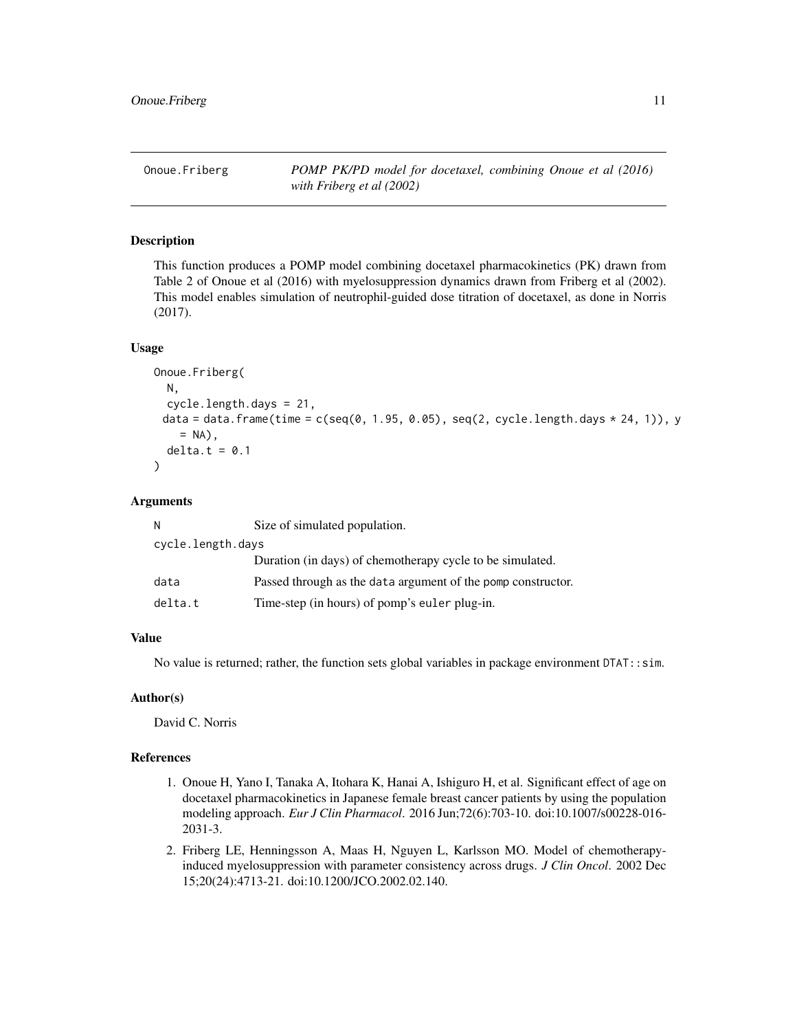# Onoue.Friberg

*POMP PK/PD model for docetaxel, combining Onoue et al (2016) with Friberg et al (2002)*

## Description

This function produces a POMP model combining docetaxel pharmacokinetics (PK) drawn from Table 2 of Onoue et al (2016) with myelosuppression dynamics drawn from Friberg et al (2002). This model enables simulation of neutrophil-guided dose titration of docetaxel, as done in Norris (2017).

## Usage

```
Onoue.Friberg(
  N,
  cycle.length.days = 21,
  data = data.frame(time = c(seq(0, 1.95, 0.05), seq(2, cycle.length.days * 24, 1)), y
    = NA),
  delta.t = 0.1
)
```

## Arguments

| | |
|---|---|
| N | Size of simulated population. |
| cycle.length.days | Duration (in days) of chemotherapy cycle to be simulated. |
| data | Passed through as the data argument of the pomp constructor. |
| delta.t | Time-step (in hours) of pomp's euler plug-in. |

## Value

No value is returned; rather, the function sets global variables in package environment DTAT::sim.

## Author(s)

David C. Norris

## References

1. Onoue H, Yano I, Tanaka A, Itohara K, Hanai A, Ishiguro H, et al. Significant effect of age on docetaxel pharmacokinetics in Japanese female breast cancer patients by using the population modeling approach. *Eur J Clin Pharmacol*. 2016 Jun;72(6):703-10. doi:10.1007/s00228-016-2031-3.
2. Friberg LE, Henningsson A, Maas H, Nguyen L, Karlsson MO. Model of chemotherapy-induced myelosuppression with parameter consistency across drugs. *J Clin Oncol*. 2002 Dec 15;20(24):4713-21. doi:10.1200/JCO.2002.02.140.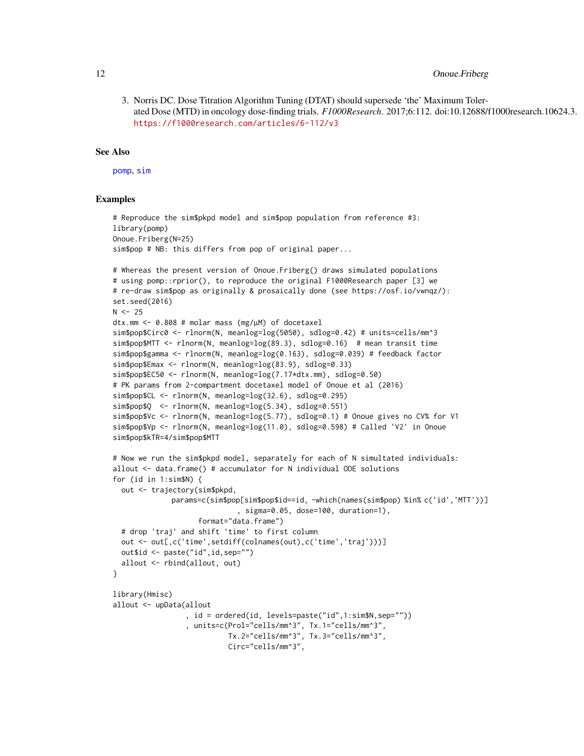3. Norris DC. Dose Titration Algorithm Tuning (DTAT) should supersede 'the' Maximum Tolerated Dose (MTD) in oncology dose-finding trials. *F1000Research*. 2017;6:112. doi:10.12688/f1000research.10624.3. https://f1000research.com/articles/6-112/v3

## See Also

pomp, sim

## Examples

```
# Reproduce the sim$pkpd model and sim$pop population from reference #3:
library(pomp)
Onoue.Friberg(N=25)
sim$pop # NB: this differs from pop of original paper...

# Whereas the present version of Onoue.Friberg() draws simulated populations
# using pomp::rprior(), to reproduce the original F1000Research paper [3] we
# re-draw sim$pop as originally & prosaically done (see https://osf.io/vwnqz/):
set.seed(2016)
N <- 25
dtx.mm <- 0.808 # molar mass (mg/µM) of docetaxel
sim$pop$Circ0 <- rlnorm(N, meanlog=log(5050), sdlog=0.42) # units=cells/mm^3
sim$pop$MTT <- rlnorm(N, meanlog=log(89.3), sdlog=0.16)  # mean transit time
sim$pop$gamma <- rlnorm(N, meanlog=log(0.163), sdlog=0.039) # feedback factor
sim$pop$Emax <- rlnorm(N, meanlog=log(83.9), sdlog=0.33)
sim$pop$EC50 <- rlnorm(N, meanlog=log(7.17*dtx.mm), sdlog=0.50)
# PK params from 2-compartment docetaxel model of Onoue et al (2016)
sim$pop$CL <- rlnorm(N, meanlog=log(32.6), sdlog=0.295)
sim$pop$Q  <- rlnorm(N, meanlog=log(5.34), sdlog=0.551)
sim$pop$Vc <- rlnorm(N, meanlog=log(5.77), sdlog=0.1) # Onoue gives no CV% for V1
sim$pop$Vp <- rlnorm(N, meanlog=log(11.0), sdlog=0.598) # Called 'V2' in Onoue
sim$pop$kTR=4/sim$pop$MTT

# Now we run the sim$pkpd model, separately for each of N simultated individuals:
allout <- data.frame() # accumulator for N individual ODE solutions
for (id in 1:sim$N) {
  out <- trajectory(sim$pkpd,
              params=c(sim$pop[sim$pop$id==id, -which(names(sim$pop) %in% c('id','MTT'))]
                             , sigma=0.05, dose=100, duration=1),
                    format="data.frame")
  # drop 'traj' and shift 'time' to first column
  out <- out[,c('time',setdiff(colnames(out),c('time','traj')))]
  out$id <- paste("id",id,sep="")
  allout <- rbind(allout, out)
}

library(Hmisc)
allout <- upData(allout
                 , id = ordered(id, levels=paste("id",1:sim$N,sep=""))
                 , units=c(Prol="cells/mm^3", Tx.1="cells/mm^3",
                           Tx.2="cells/mm^3", Tx.3="cells/mm^3",
                           Circ="cells/mm^3",
```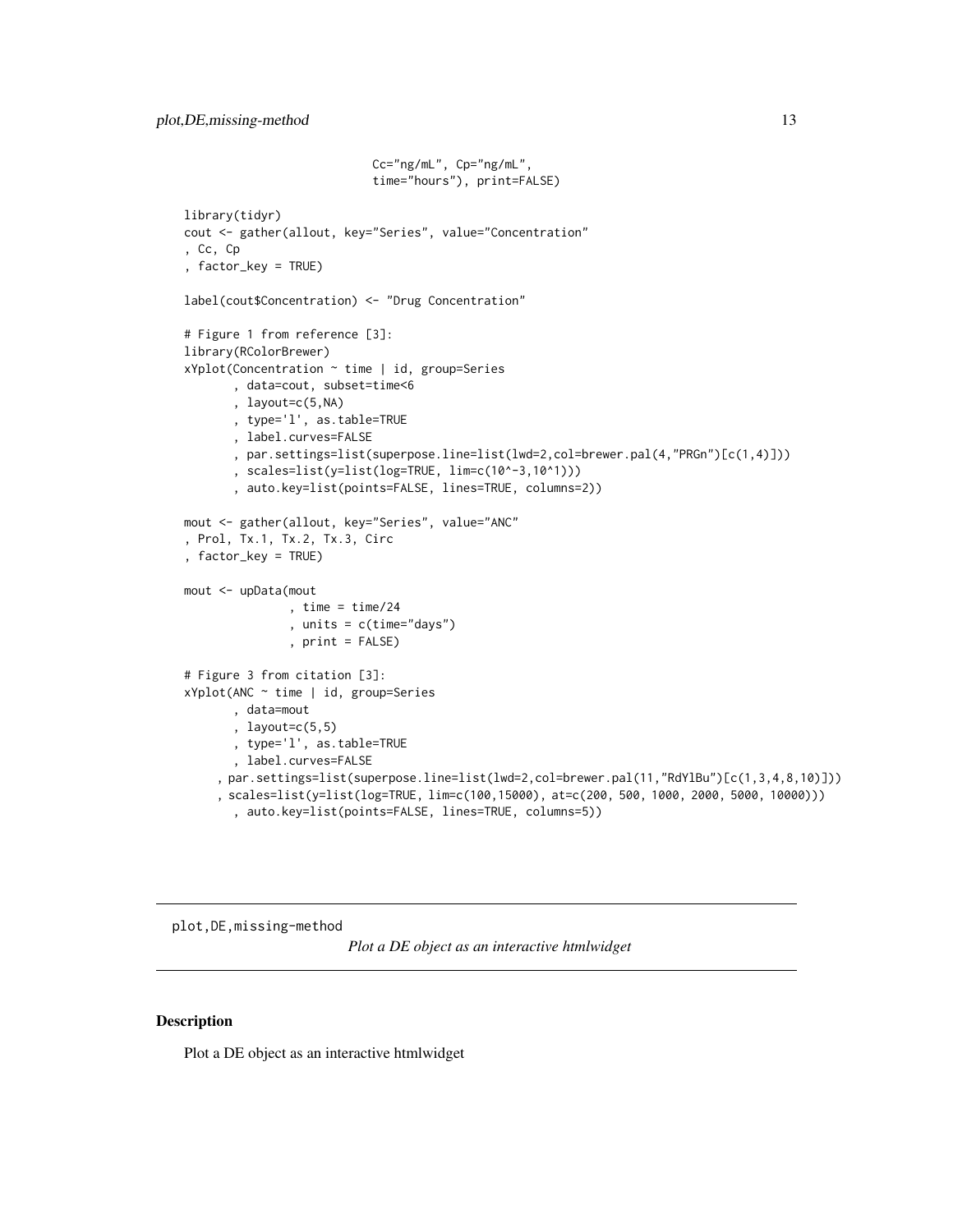```
                             Cc="ng/mL", Cp="ng/mL",
                             time="hours"), print=FALSE)

library(tidyr)
cout <- gather(allout, key="Series", value="Concentration"
, Cc, Cp
, factor_key = TRUE)

label(cout$Concentration) <- "Drug Concentration"

# Figure 1 from reference [3]:
library(RColorBrewer)
xYplot(Concentration ~ time | id, group=Series
       , data=cout, subset=time<6
       , layout=c(5,NA)
       , type='l', as.table=TRUE
       , label.curves=FALSE
       , par.settings=list(superpose.line=list(lwd=2,col=brewer.pal(4,"PRGn")[c(1,4)]))
       , scales=list(y=list(log=TRUE, lim=c(10^-3,10^1)))
       , auto.key=list(points=FALSE, lines=TRUE, columns=2))

mout <- gather(allout, key="Series", value="ANC"
, Prol, Tx.1, Tx.2, Tx.3, Circ
, factor_key = TRUE)

mout <- upData(mout
               , time = time/24
               , units = c(time="days")
               , print = FALSE)

# Figure 3 from citation [3]:
xYplot(ANC ~ time | id, group=Series
       , data=mout
       , layout=c(5,5)
       , type='l', as.table=TRUE
       , label.curves=FALSE
     , par.settings=list(superpose.line=list(lwd=2,col=brewer.pal(11,"RdYlBu")[c(1,3,4,8,10)]))
     , scales=list(y=list(log=TRUE, lim=c(100,15000), at=c(200, 500, 1000, 2000, 5000, 10000)))
       , auto.key=list(points=FALSE, lines=TRUE, columns=5))
```

## plot,DE,missing-method

*Plot a DE object as an interactive htmlwidget*

### Description

Plot a DE object as an interactive htmlwidget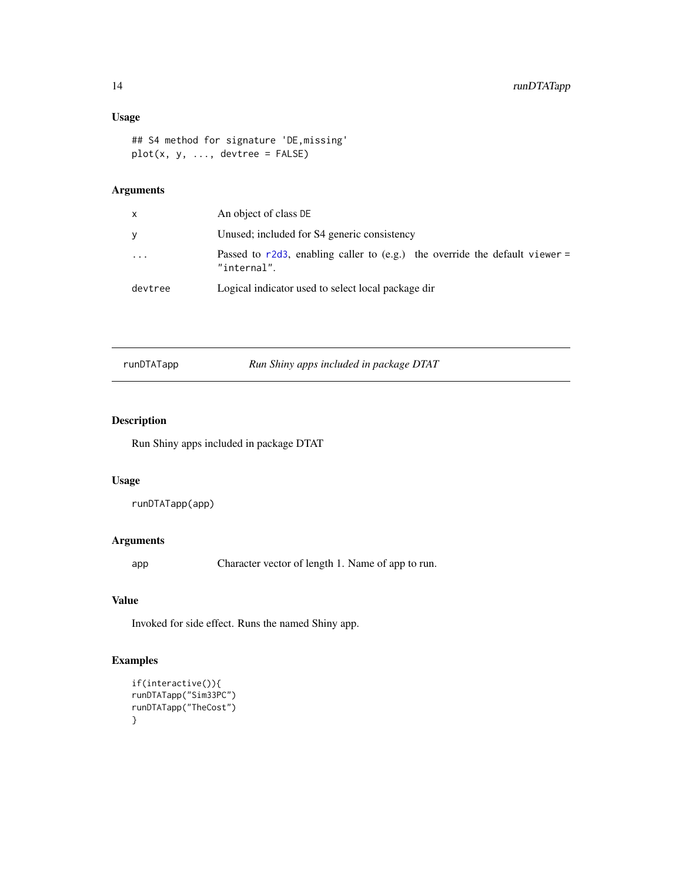### Usage

```
## S4 method for signature 'DE,missing'
plot(x, y, ..., devtree = FALSE)
```

### Arguments

| | |
|---|---|
| x | An object of class DE |
| y | Unused; included for S4 generic consistency |
| ... | Passed to r2d3, enabling caller to (e.g.) the override the default viewer = "internal". |
| devtree | Logical indicator used to select local package dir |

---

## runDTATapp — *Run Shiny apps included in package DTAT*

### Description

Run Shiny apps included in package DTAT

### Usage

```
runDTATapp(app)
```

### Arguments

| | |
|---|---|
| app | Character vector of length 1. Name of app to run. |

### Value

Invoked for side effect. Runs the named Shiny app.

### Examples

```
if(interactive()){
runDTATapp("Sim33PC")
runDTATapp("TheCost")
}
```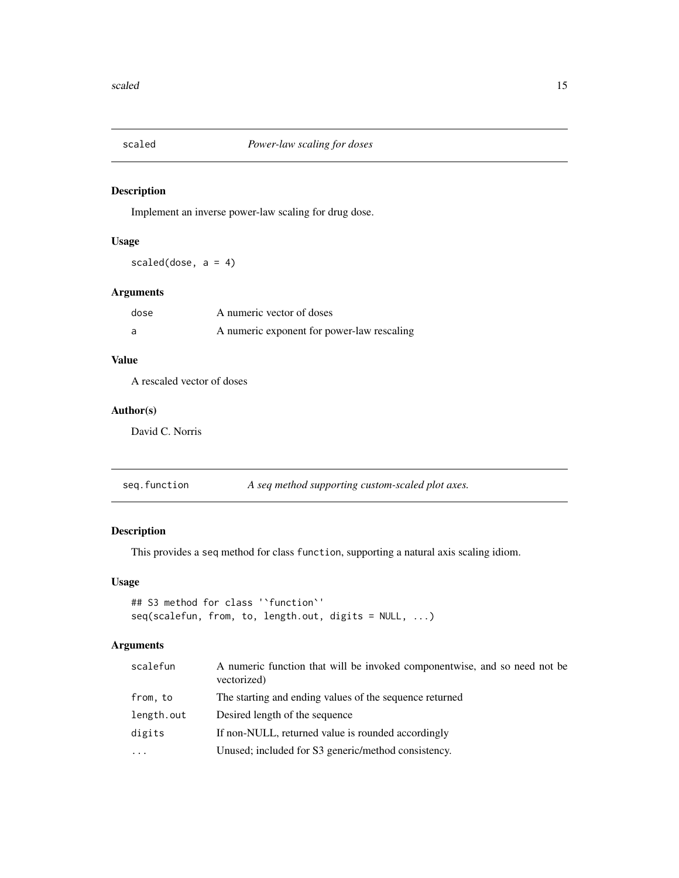## scaled — *Power-law scaling for doses*

### Description

Implement an inverse power-law scaling for drug dose.

### Usage

```
scaled(dose, a = 4)
```

### Arguments

| | |
|---|---|
| `dose` | A numeric vector of doses |
| `a` | A numeric exponent for power-law rescaling |

### Value

A rescaled vector of doses

### Author(s)

David C. Norris

## seq.function — *A seq method supporting custom-scaled plot axes.*

### Description

This provides a `seq` method for class `function`, supporting a natural axis scaling idiom.

### Usage

```
## S3 method for class '`function`'
seq(scalefun, from, to, length.out, digits = NULL, ...)
```

### Arguments

| | |
|---|---|
| `scalefun` | A numeric function that will be invoked componentwise, and so need not be vectorized) |
| `from, to` | The starting and ending values of the sequence returned |
| `length.out` | Desired length of the sequence |
| `digits` | If non-NULL, returned value is rounded accordingly |
| `...` | Unused; included for S3 generic/method consistency. |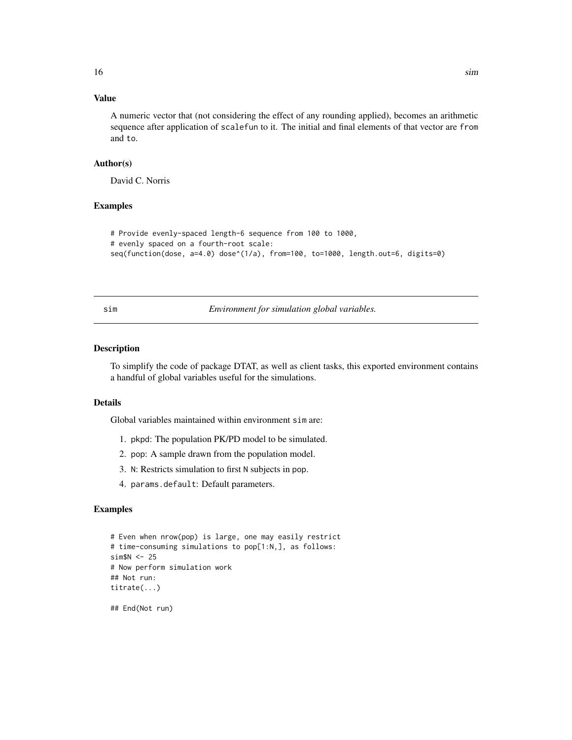### Value

A numeric vector that (not considering the effect of any rounding applied), becomes an arithmetic sequence after application of `scalefun` to it. The initial and final elements of that vector are `from` and `to`.

### Author(s)

David C. Norris

### Examples

```
# Provide evenly-spaced length-6 sequence from 100 to 1000,
# evenly spaced on a fourth-root scale:
seq(function(dose, a=4.0) dose^(1/a), from=100, to=1000, length.out=6, digits=0)
```

---

## sim — *Environment for simulation global variables.*

### Description

To simplify the code of package DTAT, as well as client tasks, this exported environment contains a handful of global variables useful for the simulations.

### Details

Global variables maintained within environment `sim` are:

1. `pkpd`: The population PK/PD model to be simulated.
2. `pop`: A sample drawn from the population model.
3. `N`: Restricts simulation to first `N` subjects in `pop`.
4. `params.default`: Default parameters.

### Examples

```
# Even when nrow(pop) is large, one may easily restrict
# time-consuming simulations to pop[1:N,], as follows:
sim$N <- 25
# Now perform simulation work
## Not run:
titrate(...)

## End(Not run)
```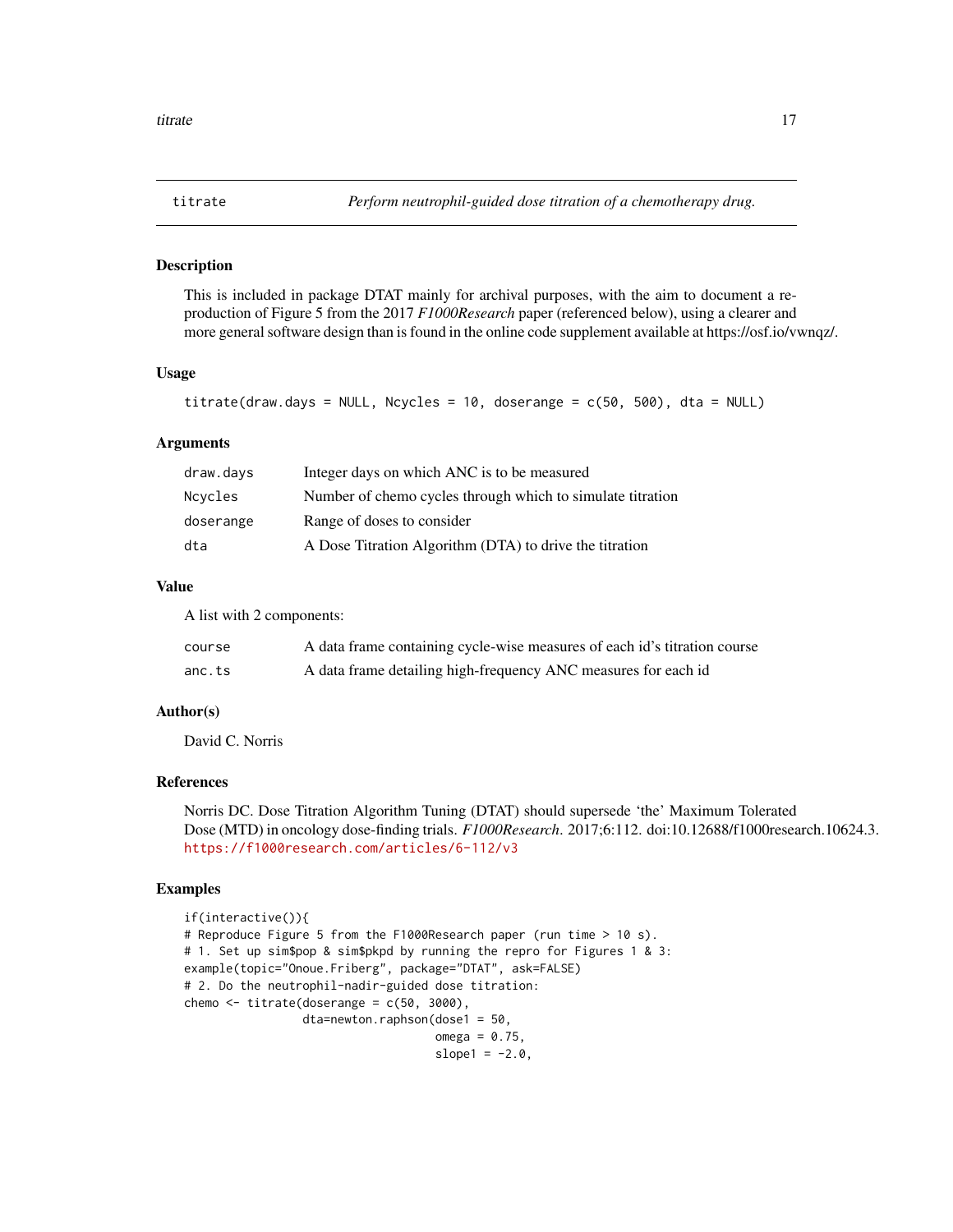# titrate — *Perform neutrophil-guided dose titration of a chemotherapy drug.*

## Description

This is included in package DTAT mainly for archival purposes, with the aim to document a reproduction of Figure 5 from the 2017 *F1000Research* paper (referenced below), using a clearer and more general software design than is found in the online code supplement available at https://osf.io/vwnqz/.

## Usage

```
titrate(draw.days = NULL, Ncycles = 10, doserange = c(50, 500), dta = NULL)
```

## Arguments

| | |
|---|---|
| draw.days | Integer days on which ANC is to be measured |
| Ncycles | Number of chemo cycles through which to simulate titration |
| doserange | Range of doses to consider |
| dta | A Dose Titration Algorithm (DTA) to drive the titration |

## Value

A list with 2 components:

| | |
|---|---|
| course | A data frame containing cycle-wise measures of each id's titration course |
| anc.ts | A data frame detailing high-frequency ANC measures for each id |

## Author(s)

David C. Norris

## References

Norris DC. Dose Titration Algorithm Tuning (DTAT) should supersede 'the' Maximum Tolerated Dose (MTD) in oncology dose-finding trials. *F1000Research*. 2017;6:112. doi:10.12688/f1000research.10624.3. https://f1000research.com/articles/6-112/v3

## Examples

```
if(interactive()){
# Reproduce Figure 5 from the F1000Research paper (run time > 10 s).
# 1. Set up sim$pop & sim$pkpd by running the repro for Figures 1 & 3:
example(topic="Onoue.Friberg", package="DTAT", ask=FALSE)
# 2. Do the neutrophil-nadir-guided dose titration:
chemo <- titrate(doserange = c(50, 3000),
                 dta=newton.raphson(dose1 = 50,
                                    omega = 0.75,
                                    slope1 = -2.0,
```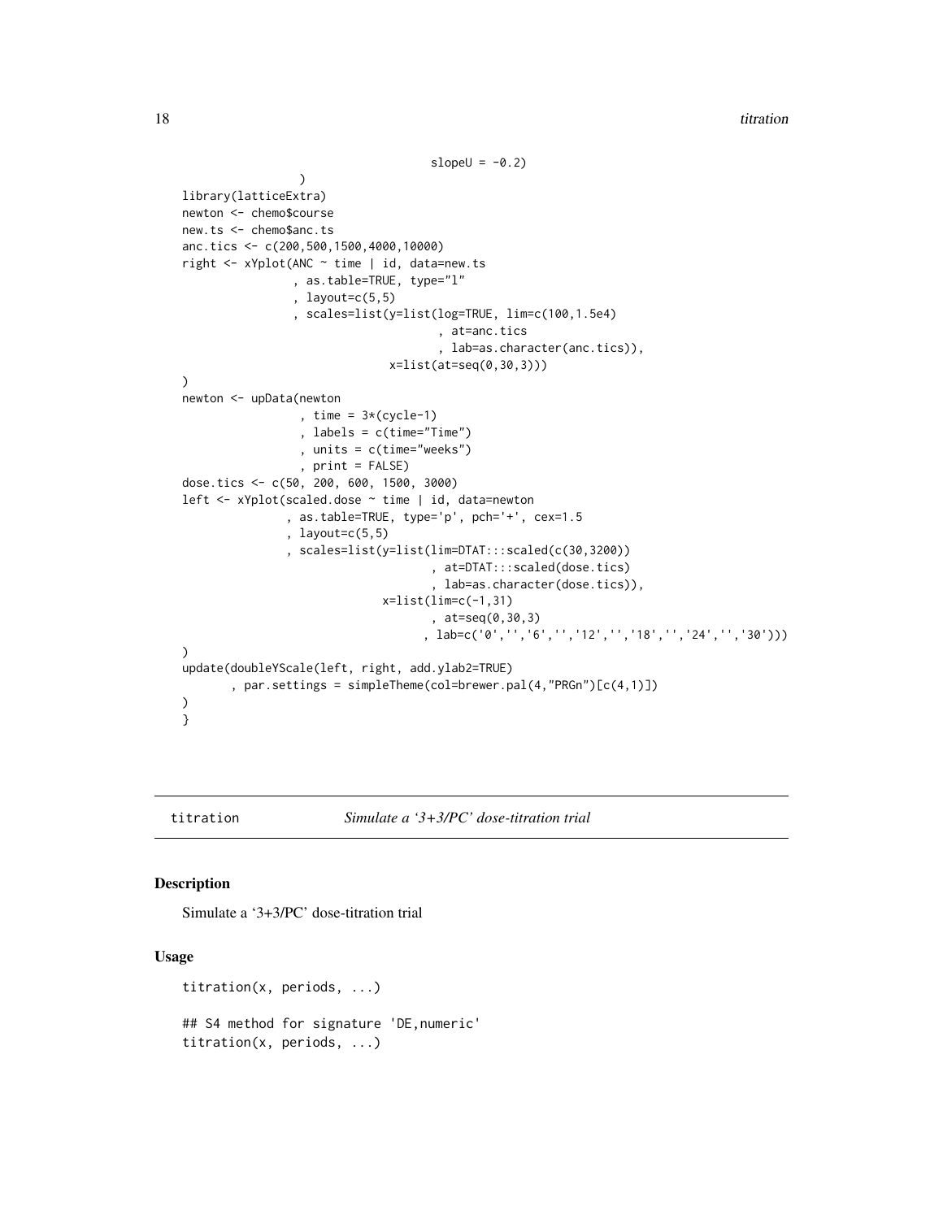```
                                    slopeU = -0.2)
                 )
library(latticeExtra)
newton <- chemo$course
new.ts <- chemo$anc.ts
anc.tics <- c(200,500,1500,4000,10000)
right <- xYplot(ANC ~ time | id, data=new.ts
                , as.table=TRUE, type="l"
                , layout=c(5,5)
                , scales=list(y=list(log=TRUE, lim=c(100,1.5e4)
                                     , at=anc.tics
                                     , lab=as.character(anc.tics)),
                              x=list(at=seq(0,30,3)))
)
newton <- upData(newton
                 , time = 3*(cycle-1)
                 , labels = c(time="Time")
                 , units = c(time="weeks")
                 , print = FALSE)
dose.tics <- c(50, 200, 600, 1500, 3000)
left <- xYplot(scaled.dose ~ time | id, data=newton
               , as.table=TRUE, type='p', pch='+', cex=1.5
               , layout=c(5,5)
               , scales=list(y=list(lim=DTAT:::scaled(c(30,3200))
                                    , at=DTAT:::scaled(dose.tics)
                                    , lab=as.character(dose.tics)),
                             x=list(lim=c(-1,31)
                                    , at=seq(0,30,3)
                                    , lab=c('0','','6','','12','','18','','24','','30')))
)
update(doubleYScale(left, right, add.ylab2=TRUE)
       , par.settings = simpleTheme(col=brewer.pal(4,"PRGn")[c(4,1)])
)
}
```

---

`titration` *Simulate a '3+3/PC' dose-titration trial*

## Description

Simulate a '3+3/PC' dose-titration trial

## Usage

```
titration(x, periods, ...)

## S4 method for signature 'DE,numeric'
titration(x, periods, ...)
```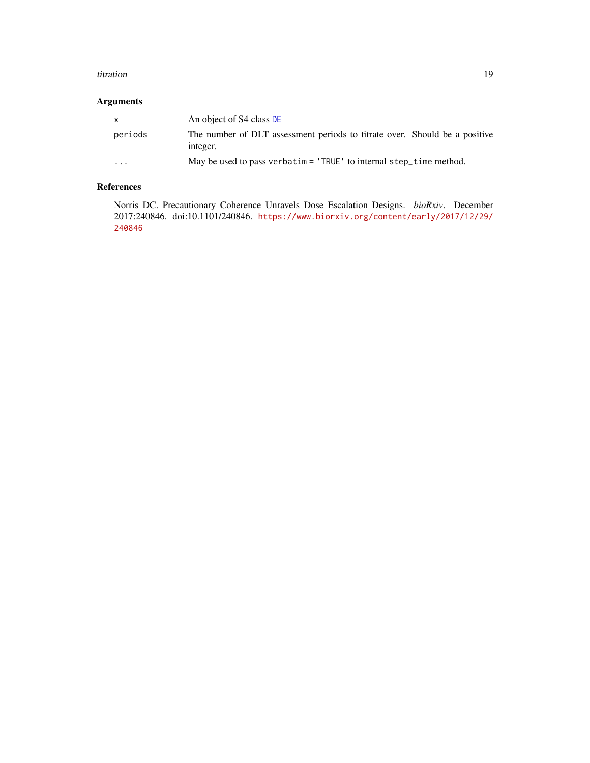## Arguments

| | |
|---|---|
| `x` | An object of S4 class `DE` |
| `periods` | The number of DLT assessment periods to titrate over. Should be a positive integer. |
| `...` | May be used to pass `verbatim = 'TRUE'` to internal `step_time` method. |

## References

Norris DC. Precautionary Coherence Unravels Dose Escalation Designs. *bioRxiv*. December 2017:240846. doi:10.1101/240846. https://www.biorxiv.org/content/early/2017/12/29/240846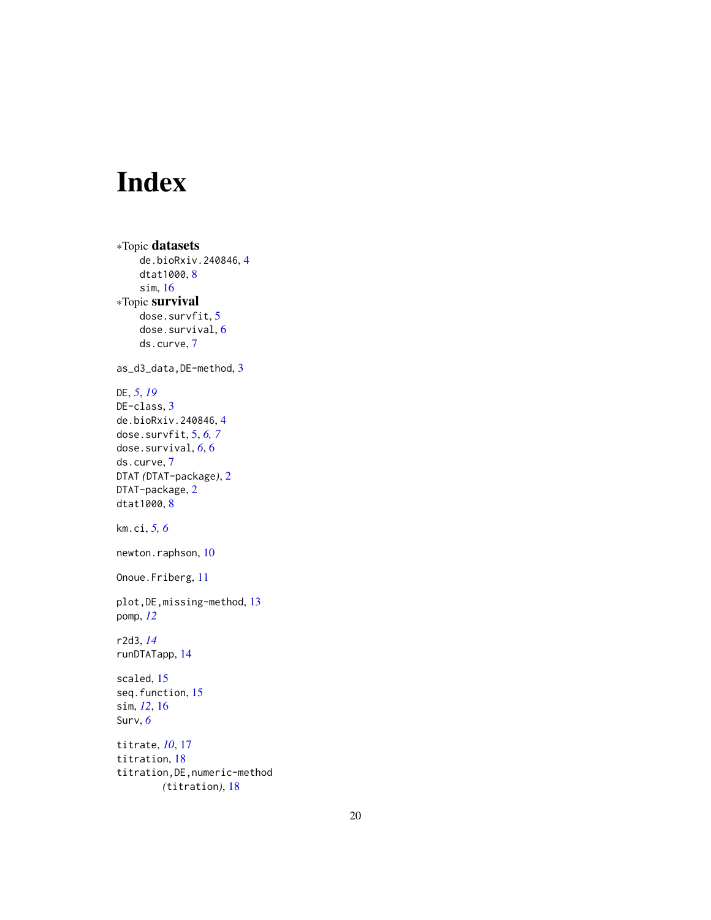# Index

∗Topic **datasets**
  de.bioRxiv.240846, 4
  dtat1000, 8
  sim, 16

∗Topic **survival**
  dose.survfit, 5
  dose.survival, 6
  ds.curve, 7

as_d3_data,DE-method, 3

DE, *5*, *19*
DE-class, 3
de.bioRxiv.240846, 4
dose.survfit, 5, *6, 7*
dose.survival, *6*, 6
ds.curve, 7
DTAT *(*DTAT-package*)*, 2
DTAT-package, 2
dtat1000, 8

km.ci, *5, 6*

newton.raphson, 10

Onoue.Friberg, 11

plot,DE,missing-method, 13
pomp, *12*

r2d3, *14*
runDTATapp, 14

scaled, 15
seq.function, 15
sim, *12*, 16
Surv, *6*

titrate, *10*, 17
titration, 18
titration,DE,numeric-method
  *(*titration*)*, 18